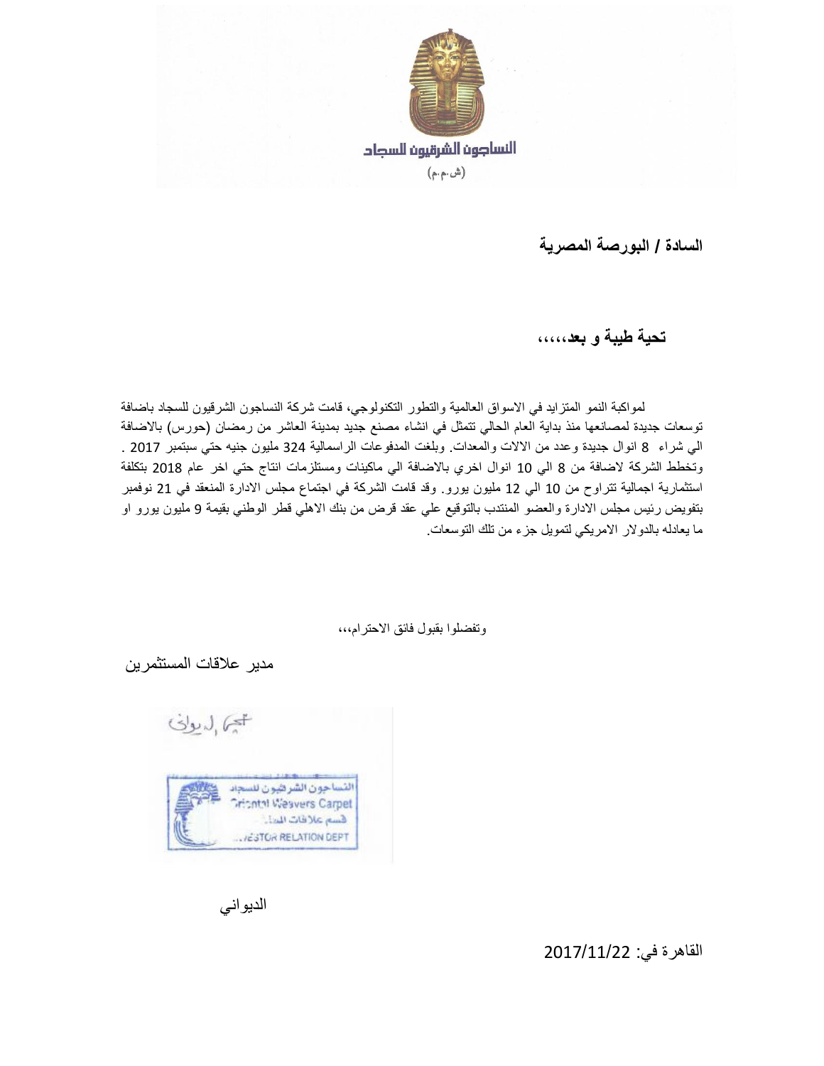النساجون الشرقيون للسجاد

(ش.م.م)

**السادة / البورصة المصرية**

**تحية طيبة و بعد،،،،،**

لمواكبة النمو المتزايد في الاسواق العالمية والتطور التكنولوجي، قامت شركة النساجون الشرقيون للسجاد باضافة توسعات جديدة لمصانعها منذ بداية العام الحالي تتمثل في انشاء مصنع جديد بمدينة العاشر من رمضان (حورس) بالاضافة الي شراء 8 انوال جديدة وعدد من الالات والمعدات. وبلغت المدفوعات الراسمالية 324 مليون جنيه حتي سبتمبر 2017 . وتخطط الشركة لاضافة من 8 الي 10 انوال اخري بالاضافة الي ماكينات ومستلزمات انتاج حتي اخر عام 2018 بتكلفة استثمارية اجمالية تتراوح من 10 الي 12 مليون يورو. وقد قامت الشركة في اجتماع مجلس الادارة المنعقد في 21 نوفمبر بتفويض رئيس مجلس الادارة والعضو المنتدب بالتوقيع علي عقد قرض من بنك الاهلي قطر الوطني بقيمة 9 مليون يورو او ما يعادله بالدولار الامريكي لتمويل جزء من تلك التوسعات.

وتفضلوا بقبول فائق الاحترام،،،

مدير علاقات المستثمرين

احمد الديواني

النساجون الشرقيون للسجاد
Oriental Weavers Carpet
قسم علاقات المستثمرين
INVESTOR RELATION DEPT

الديواني

القاهرة في: 2017/11/22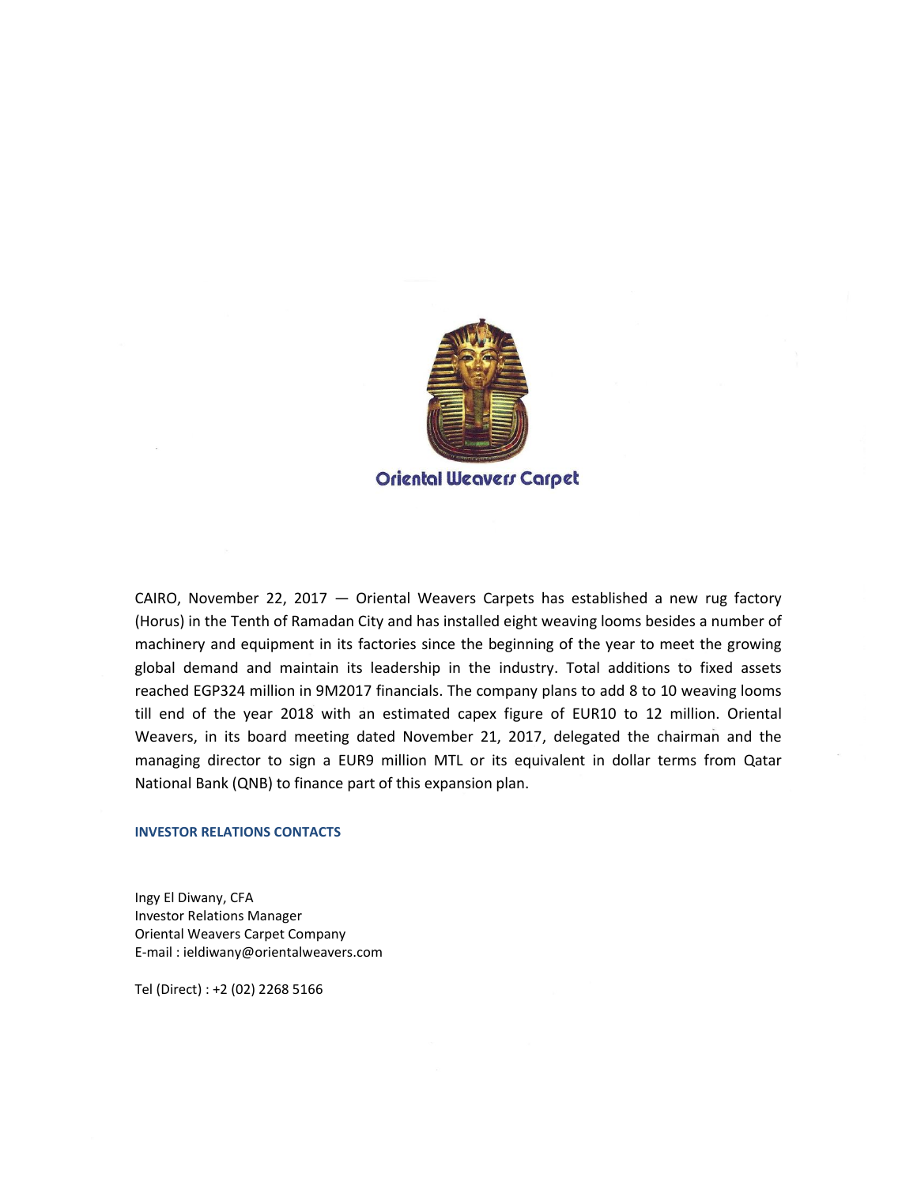Oriental Weavers Carpet

CAIRO, November 22, 2017 — Oriental Weavers Carpets has established a new rug factory (Horus) in the Tenth of Ramadan City and has installed eight weaving looms besides a number of machinery and equipment in its factories since the beginning of the year to meet the growing global demand and maintain its leadership in the industry. Total additions to fixed assets reached EGP324 million in 9M2017 financials. The company plans to add 8 to 10 weaving looms till end of the year 2018 with an estimated capex figure of EUR10 to 12 million. Oriental Weavers, in its board meeting dated November 21, 2017, delegated the chairman and the managing director to sign a EUR9 million MTL or its equivalent in dollar terms from Qatar National Bank (QNB) to finance part of this expansion plan.

**INVESTOR RELATIONS CONTACTS**

Ingy El Diwany, CFA
Investor Relations Manager
Oriental Weavers Carpet Company
E-mail : ieldiwany@orientalweavers.com

Tel (Direct) : +2 (02) 2268 5166